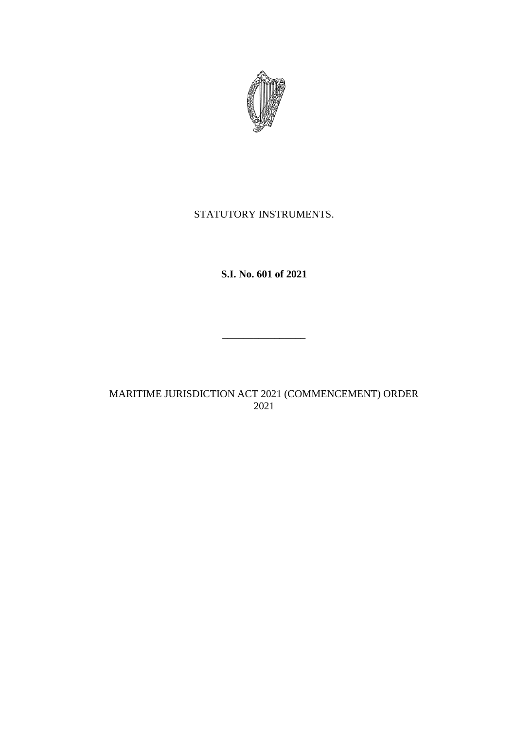STATUTORY INSTRUMENTS.

**S.I. No. 601 of 2021**

________________

MARITIME JURISDICTION ACT 2021 (COMMENCEMENT) ORDER 2021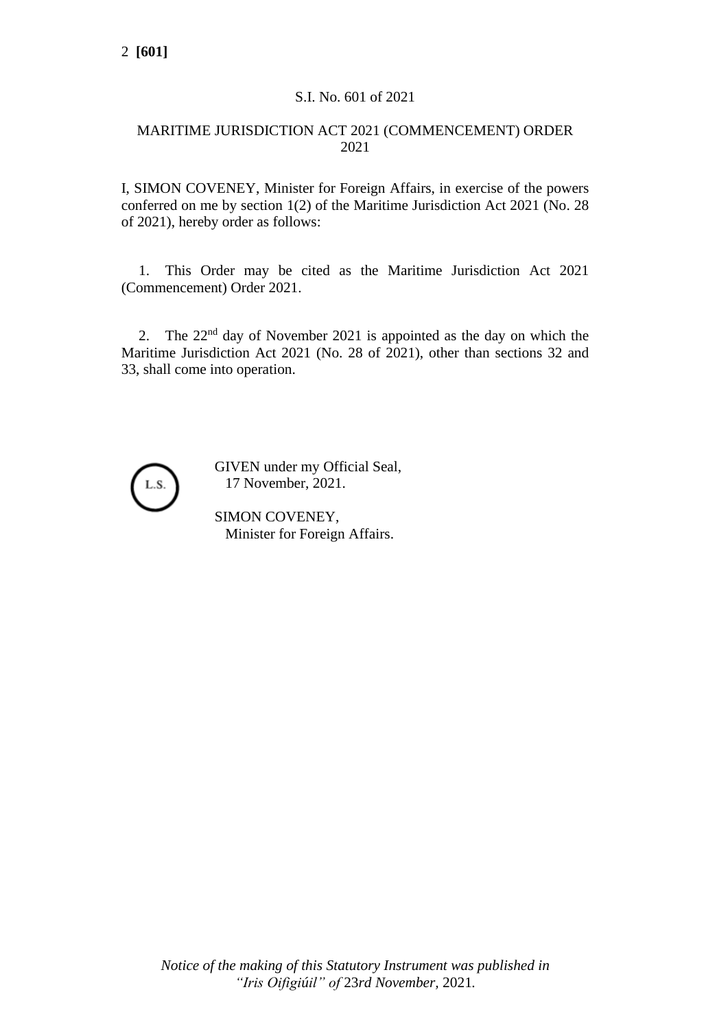S.I. No. 601 of 2021

MARITIME JURISDICTION ACT 2021 (COMMENCEMENT) ORDER 2021

I, SIMON COVENEY, Minister for Foreign Affairs, in exercise of the powers conferred on me by section 1(2) of the Maritime Jurisdiction Act 2021 (No. 28 of 2021), hereby order as follows:

1. This Order may be cited as the Maritime Jurisdiction Act 2021 (Commencement) Order 2021.

2. The 22nd day of November 2021 is appointed as the day on which the Maritime Jurisdiction Act 2021 (No. 28 of 2021), other than sections 32 and 33, shall come into operation.

L.S.

GIVEN under my Official Seal,
17 November, 2021.

SIMON COVENEY,
Minister for Foreign Affairs.

*Notice of the making of this Statutory Instrument was published in "Iris Oifigiúil" of* 23rd *November,* 2021.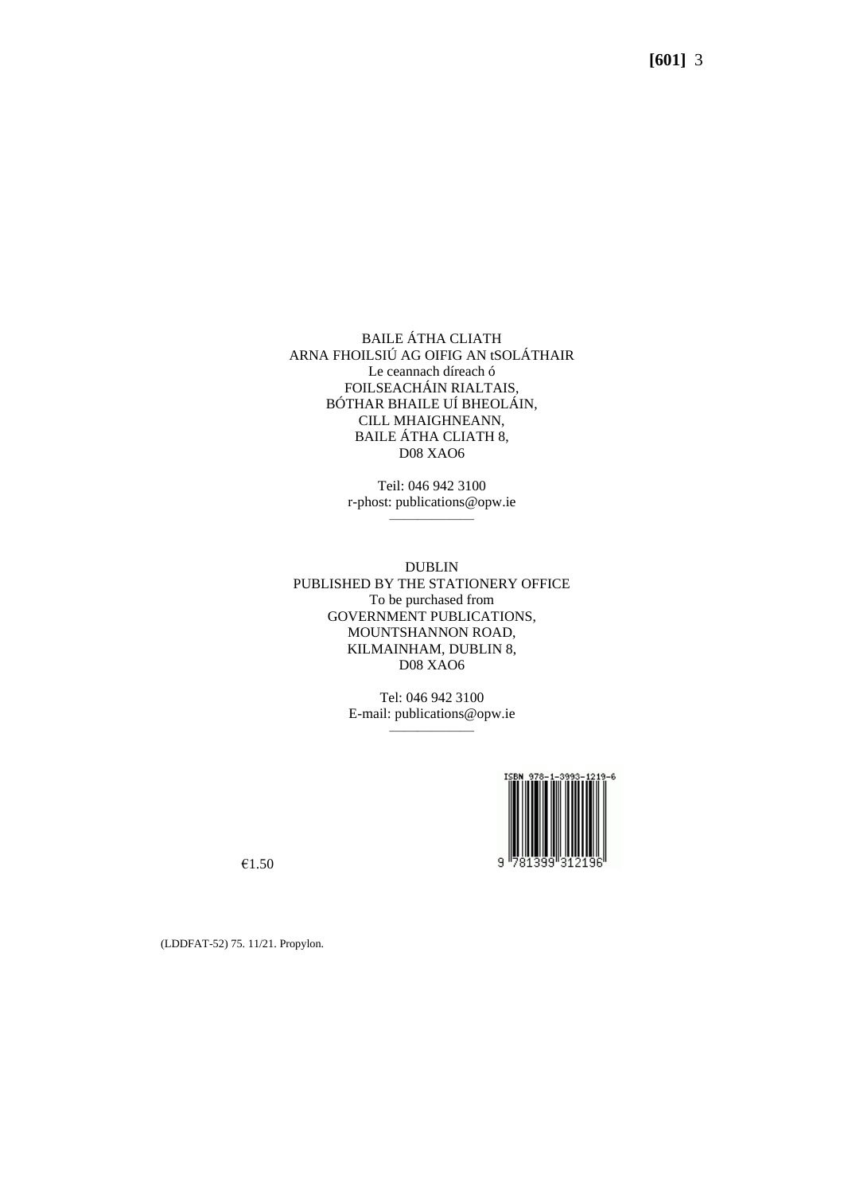BAILE ÁTHA CLIATH
ARNA FHOILSIÚ AG OIFIG AN tSOLÁTHAIR
Le ceannach díreach ó
FOILSEACHÁIN RIALTAIS,
BÓTHAR BHAILE UÍ BHEOLÁIN,
CILL MHAIGHNEANN,
BAILE ÁTHA CLIATH 8,
D08 XAO6

Teil: 046 942 3100
r-phost: publications@opw.ie

---

DUBLIN
PUBLISHED BY THE STATIONERY OFFICE
To be purchased from
GOVERNMENT PUBLICATIONS,
MOUNTSHANNON ROAD,
KILMAINHAM, DUBLIN 8,
D08 XAO6

Tel: 046 942 3100
E-mail: publications@opw.ie

---

ISBN 978-1-3993-1219-6

9 781399 312196

€1.50

(LDDFAT-52) 75. 11/21. Propylon.